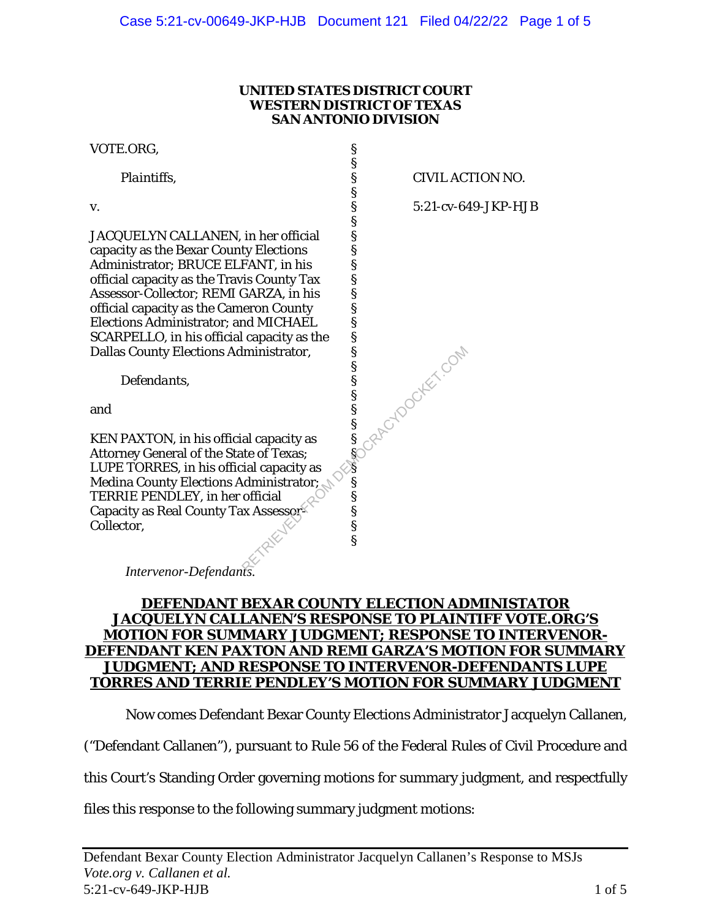**UNITED STATES DISTRICT COURT**
**WESTERN DISTRICT OF TEXAS**
**SAN ANTONIO DIVISION**

| | | |
|---|---|---|
| VOTE.ORG,<br><br>Plaintiffs,<br><br>v.<br><br>JACQUELYN CALLANEN, in her official capacity as the Bexar County Elections Administrator; BRUCE ELFANT, in his official capacity as the Travis County Tax Assessor-Collector; REMI GARZA, in his official capacity as the Cameron County Elections Administrator; and MICHAEL SCARPELLO, in his official capacity as the Dallas County Elections Administrator,<br><br>Defendants,<br><br>and<br><br>KEN PAXTON, in his official capacity as Attorney General of the State of Texas; LUPE TORRES, in his official capacity as Medina County Elections Administrator; TERRIE PENDLEY, in her official Capacity as Real County Tax Assessor-Collector,<br><br>*Intervenor-Defendants.* | § | CIVIL ACTION NO.<br><br>5:21-cv-649-JKP-HJB |

**DEFENDANT BEXAR COUNTY ELECTION ADMINISTATOR JACQUELYN CALLANEN'S RESPONSE TO PLAINTIFF VOTE.ORG'S MOTION FOR SUMMARY JUDGMENT; RESPONSE TO INTERVENOR-DEFENDANT KEN PAXTON AND REMI GARZA'S MOTION FOR SUMMARY JUDGMENT; AND RESPONSE TO INTERVENOR-DEFENDANTS LUPE TORRES AND TERRIE PENDLEY'S MOTION FOR SUMMARY JUDGMENT**

Now comes Defendant Bexar County Elections Administrator Jacquelyn Callanen, ("Defendant Callanen"), pursuant to Rule 56 of the Federal Rules of Civil Procedure and this Court's Standing Order governing motions for summary judgment, and respectfully files this response to the following summary judgment motions: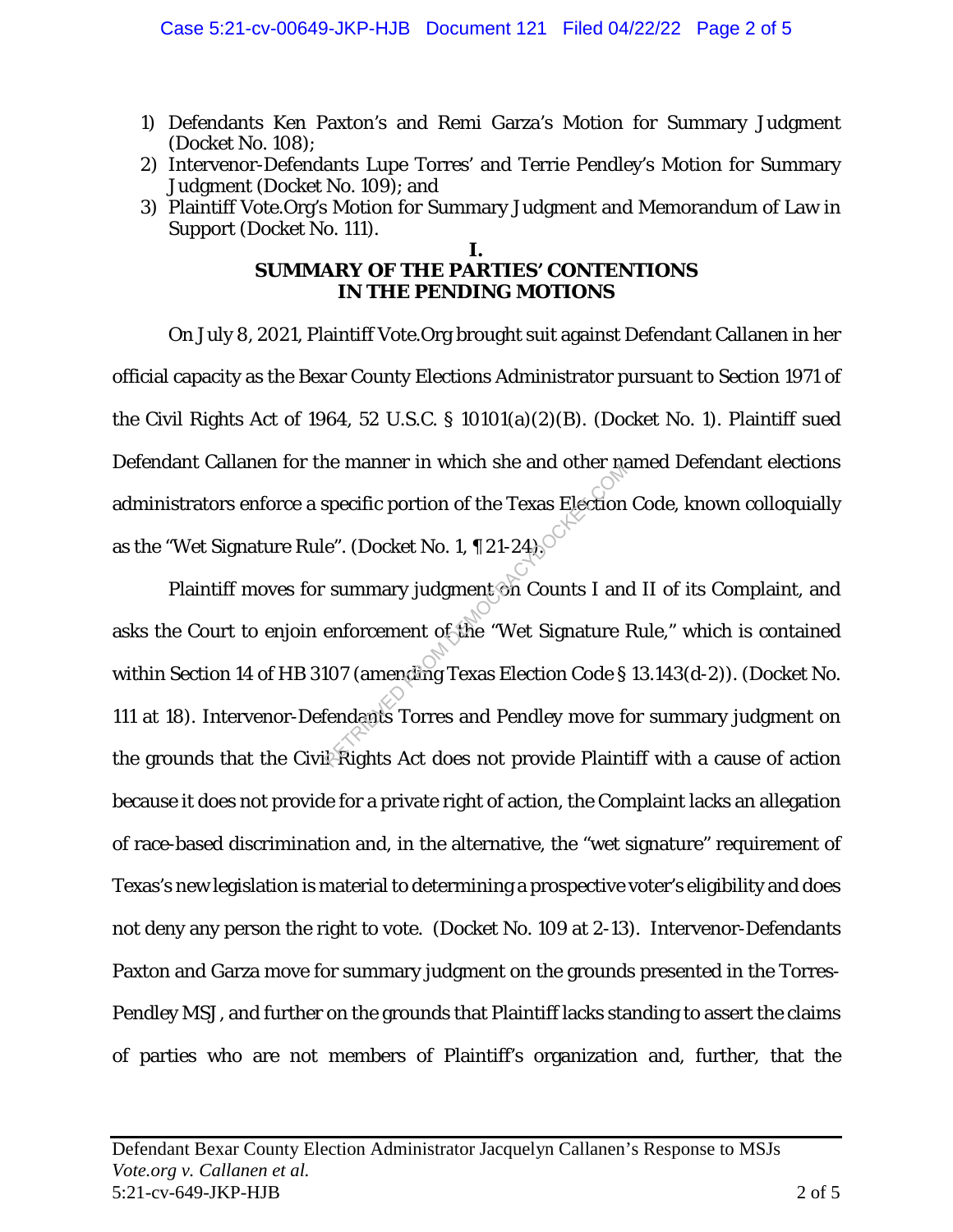1) Defendants Ken Paxton's and Remi Garza's Motion for Summary Judgment (Docket No. 108);
2) Intervenor-Defendants Lupe Torres' and Terrie Pendley's Motion for Summary Judgment (Docket No. 109); and
3) Plaintiff Vote.Org's Motion for Summary Judgment and Memorandum of Law in Support (Docket No. 111).

## I.
## SUMMARY OF THE PARTIES' CONTENTIONS IN THE PENDING MOTIONS

On July 8, 2021, Plaintiff Vote.Org brought suit against Defendant Callanen in her official capacity as the Bexar County Elections Administrator pursuant to Section 1971 of the Civil Rights Act of 1964, 52 U.S.C. § 10101(a)(2)(B). (Docket No. 1). Plaintiff sued Defendant Callanen for the manner in which she and other named Defendant elections administrators enforce a specific portion of the Texas Election Code, known colloquially as the "Wet Signature Rule". (Docket No. 1, ¶ 21-24).

Plaintiff moves for summary judgment on Counts I and II of its Complaint, and asks the Court to enjoin enforcement of the "Wet Signature Rule," which is contained within Section 14 of HB 3107 (amending Texas Election Code § 13.143(d-2)). (Docket No. 111 at 18). Intervenor-Defendants Torres and Pendley move for summary judgment on the grounds that the Civil Rights Act does not provide Plaintiff with a cause of action because it does not provide for a private right of action, the Complaint lacks an allegation of race-based discrimination and, in the alternative, the "wet signature" requirement of Texas's new legislation is material to determining a prospective voter's eligibility and does not deny any person the right to vote. (Docket No. 109 at 2-13). Intervenor-Defendants Paxton and Garza move for summary judgment on the grounds presented in the Torres-Pendley MSJ, and further on the grounds that Plaintiff lacks standing to assert the claims of parties who are not members of Plaintiff's organization and, further, that the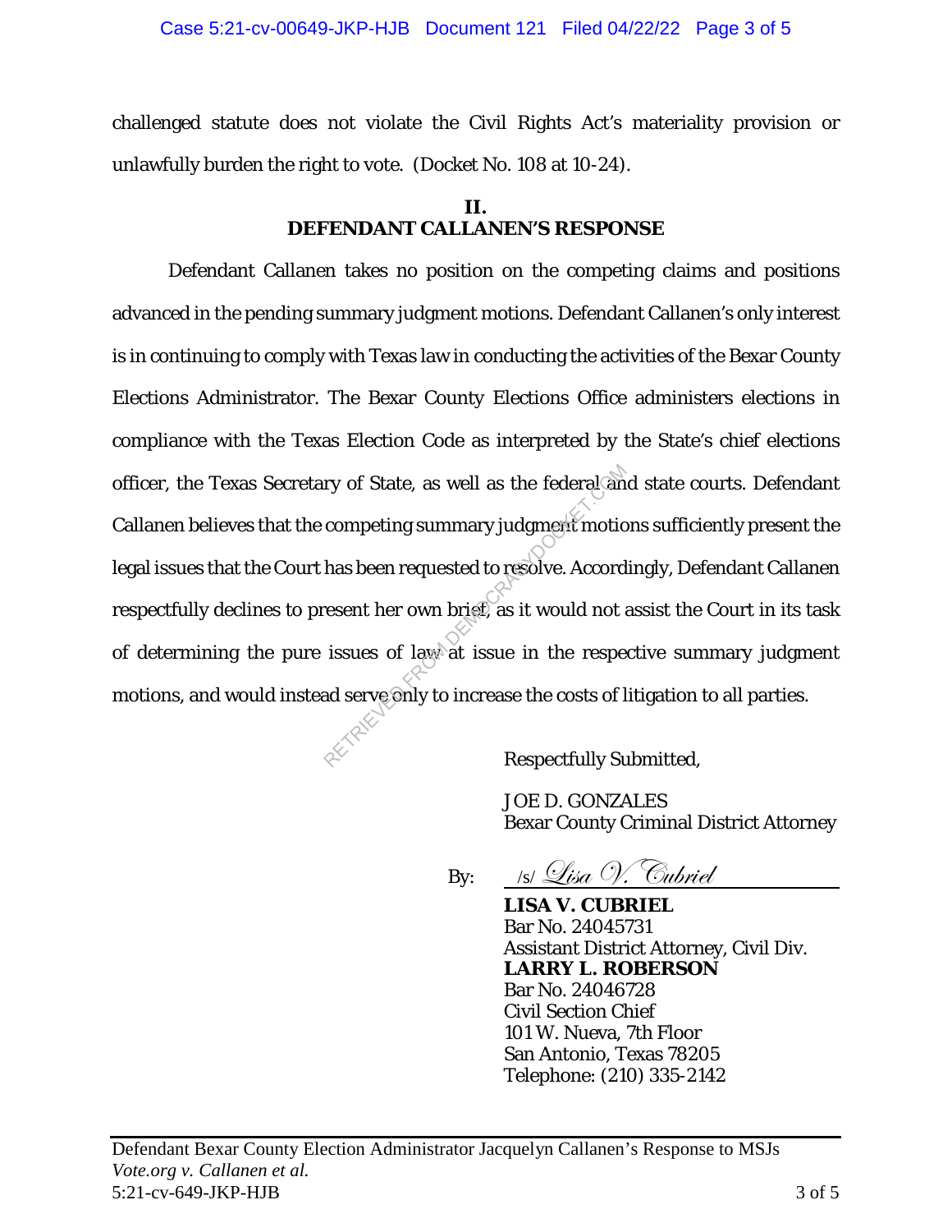challenged statute does not violate the Civil Rights Act's materiality provision or unlawfully burden the right to vote. (Docket No. 108 at 10-24).

## II.
## DEFENDANT CALLANEN'S RESPONSE

Defendant Callanen takes no position on the competing claims and positions advanced in the pending summary judgment motions. Defendant Callanen's only interest is in continuing to comply with Texas law in conducting the activities of the Bexar County Elections Administrator. The Bexar County Elections Office administers elections in compliance with the Texas Election Code as interpreted by the State's chief elections officer, the Texas Secretary of State, as well as the federal and state courts. Defendant Callanen believes that the competing summary judgment motions sufficiently present the legal issues that the Court has been requested to resolve. Accordingly, Defendant Callanen respectfully declines to present her own brief, as it would not assist the Court in its task of determining the pure issues of law at issue in the respective summary judgment motions, and would instead serve only to increase the costs of litigation to all parties.

Respectfully Submitted,

JOE D. GONZALES
Bexar County Criminal District Attorney

By: /s/ *Lisa V. Cubriel*

**LISA V. CUBRIEL**
Bar No. 24045731
Assistant District Attorney, Civil Div.
**LARRY L. ROBERSON**
Bar No. 24046728
Civil Section Chief
101 W. Nueva, 7th Floor
San Antonio, Texas 78205
Telephone: (210) 335-2142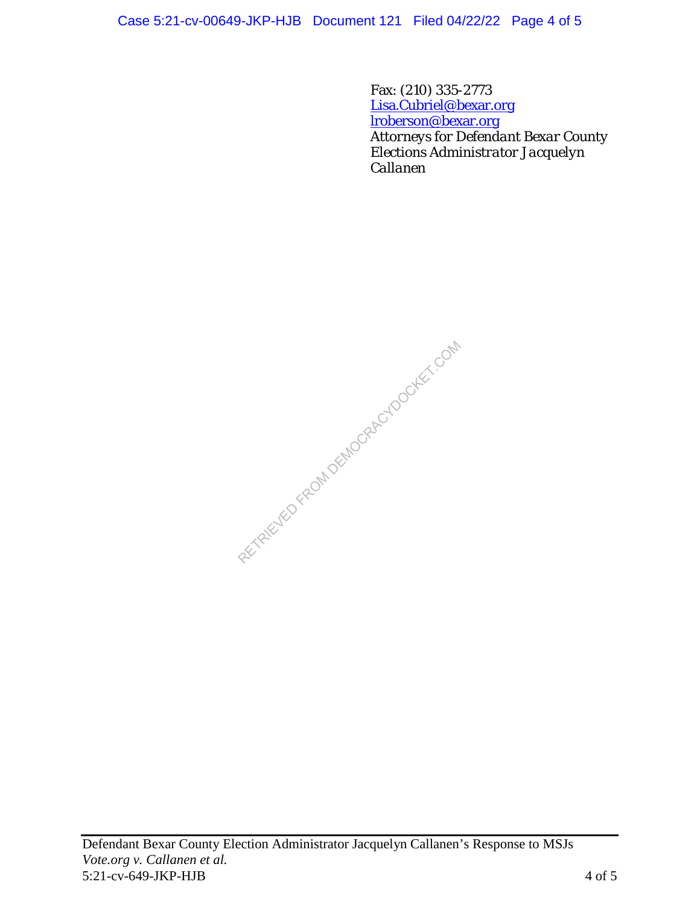Fax: (210) 335-2773
Lisa.Cubriel@bexar.org
lroberson@bexar.org
*Attorneys for Defendant Bexar County Elections Administrator Jacquelyn Callanen*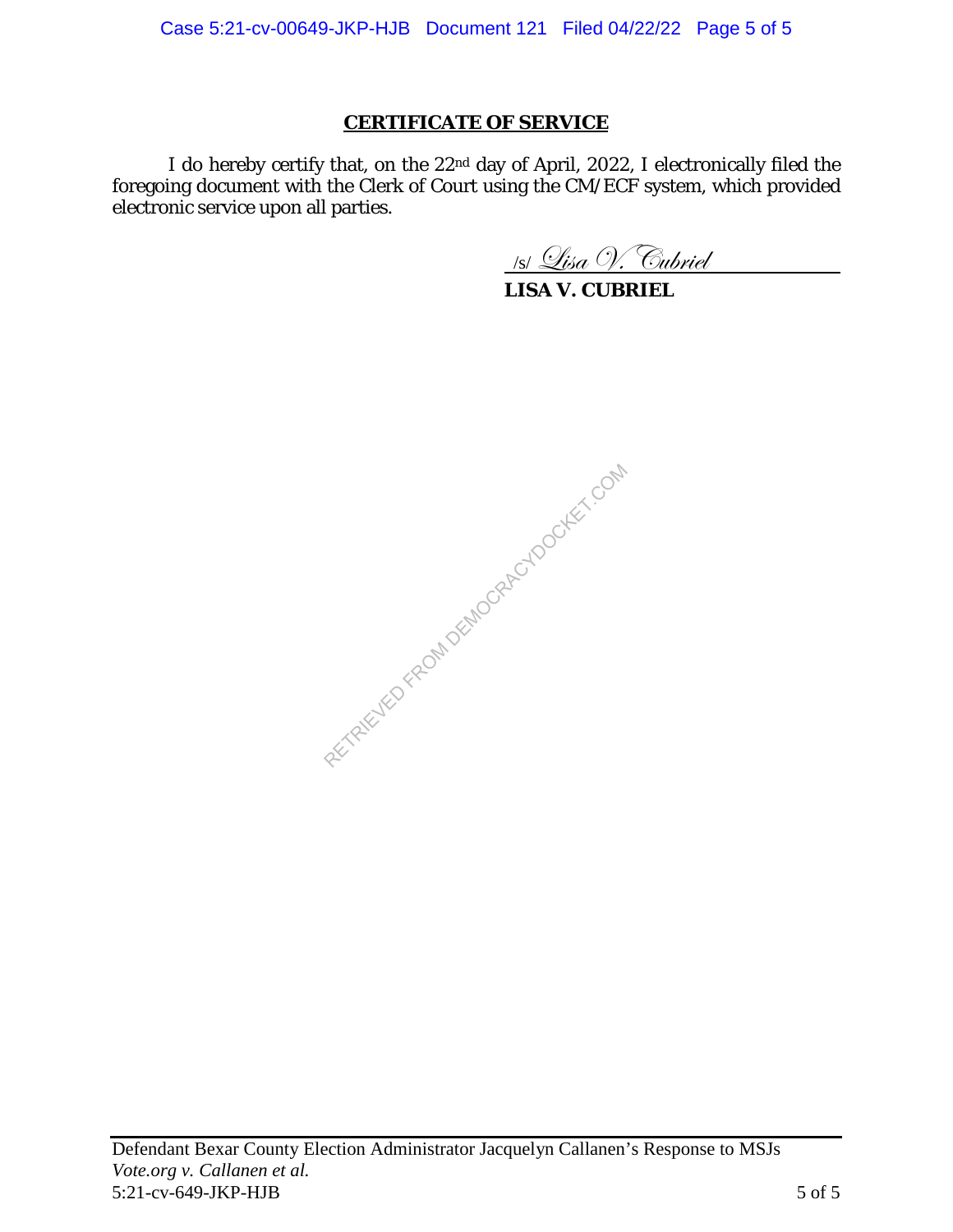## CERTIFICATE OF SERVICE

I do hereby certify that, on the 22nd day of April, 2022, I electronically filed the foregoing document with the Clerk of Court using the CM/ECF system, which provided electronic service upon all parties.

/s/ *Lisa V. Cubriel*

**LISA V. CUBRIEL**